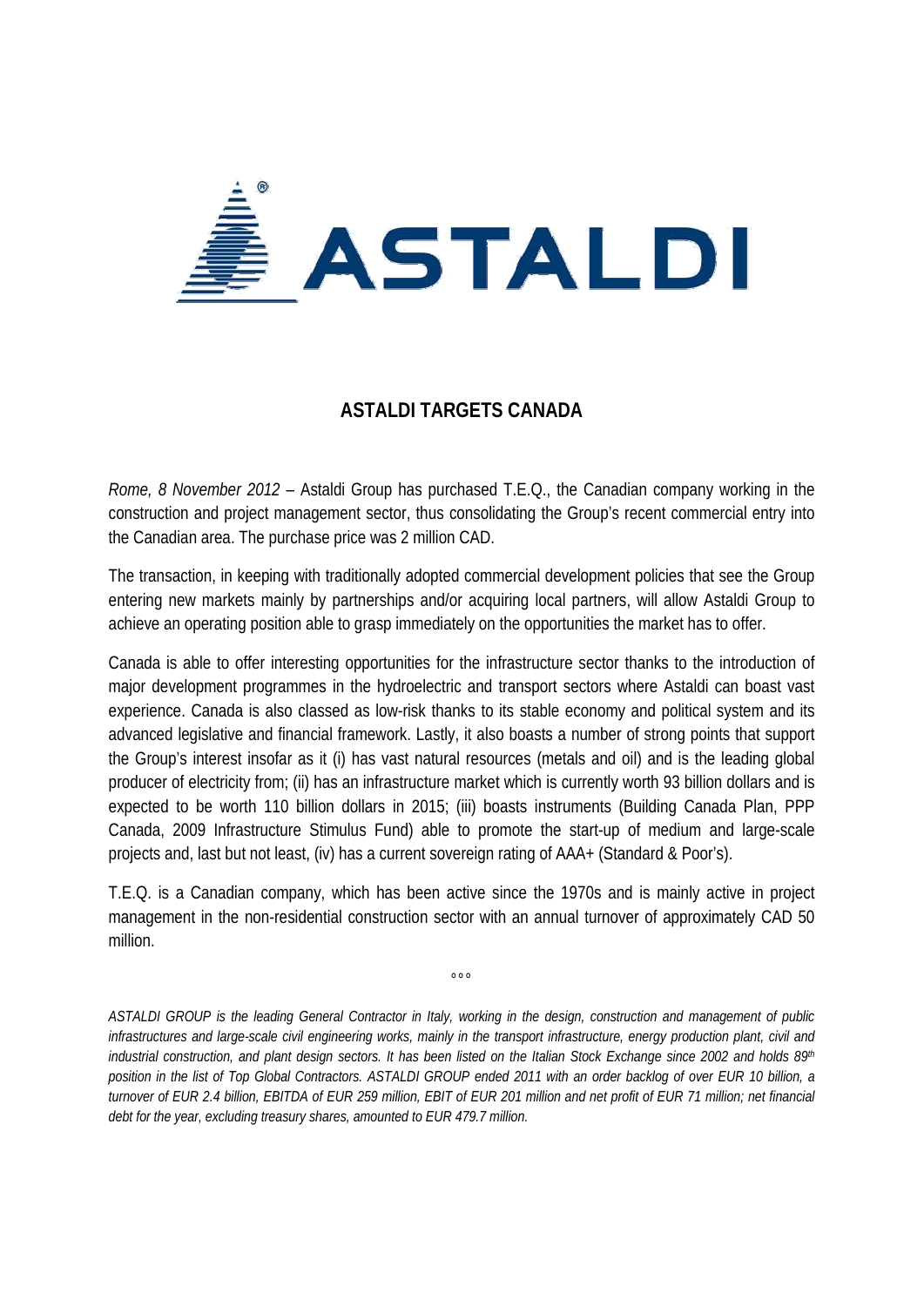# ASTALDI TARGETS CANADA

*Rome, 8 November 2012* – Astaldi Group has purchased T.E.Q., the Canadian company working in the construction and project management sector, thus consolidating the Group's recent commercial entry into the Canadian area. The purchase price was 2 million CAD.

The transaction, in keeping with traditionally adopted commercial development policies that see the Group entering new markets mainly by partnerships and/or acquiring local partners, will allow Astaldi Group to achieve an operating position able to grasp immediately on the opportunities the market has to offer.

Canada is able to offer interesting opportunities for the infrastructure sector thanks to the introduction of major development programmes in the hydroelectric and transport sectors where Astaldi can boast vast experience. Canada is also classed as low-risk thanks to its stable economy and political system and its advanced legislative and financial framework. Lastly, it also boasts a number of strong points that support the Group's interest insofar as it (i) has vast natural resources (metals and oil) and is the leading global producer of electricity from; (ii) has an infrastructure market which is currently worth 93 billion dollars and is expected to be worth 110 billion dollars in 2015; (iii) boasts instruments (Building Canada Plan, PPP Canada, 2009 Infrastructure Stimulus Fund) able to promote the start-up of medium and large-scale projects and, last but not least, (iv) has a current sovereign rating of AAA+ (Standard & Poor's).

T.E.Q. is a Canadian company, which has been active since the 1970s and is mainly active in project management in the non-residential construction sector with an annual turnover of approximately CAD 50 million.

°°°

*ASTALDI GROUP is the leading General Contractor in Italy, working in the design, construction and management of public infrastructures and large-scale civil engineering works, mainly in the transport infrastructure, energy production plant, civil and industrial construction, and plant design sectors. It has been listed on the Italian Stock Exchange since 2002 and holds 89th position in the list of Top Global Contractors. ASTALDI GROUP ended 2011 with an order backlog of over EUR 10 billion, a turnover of EUR 2.4 billion, EBITDA of EUR 259 million, EBIT of EUR 201 million and net profit of EUR 71 million; net financial debt for the year, excluding treasury shares, amounted to EUR 479.7 million.*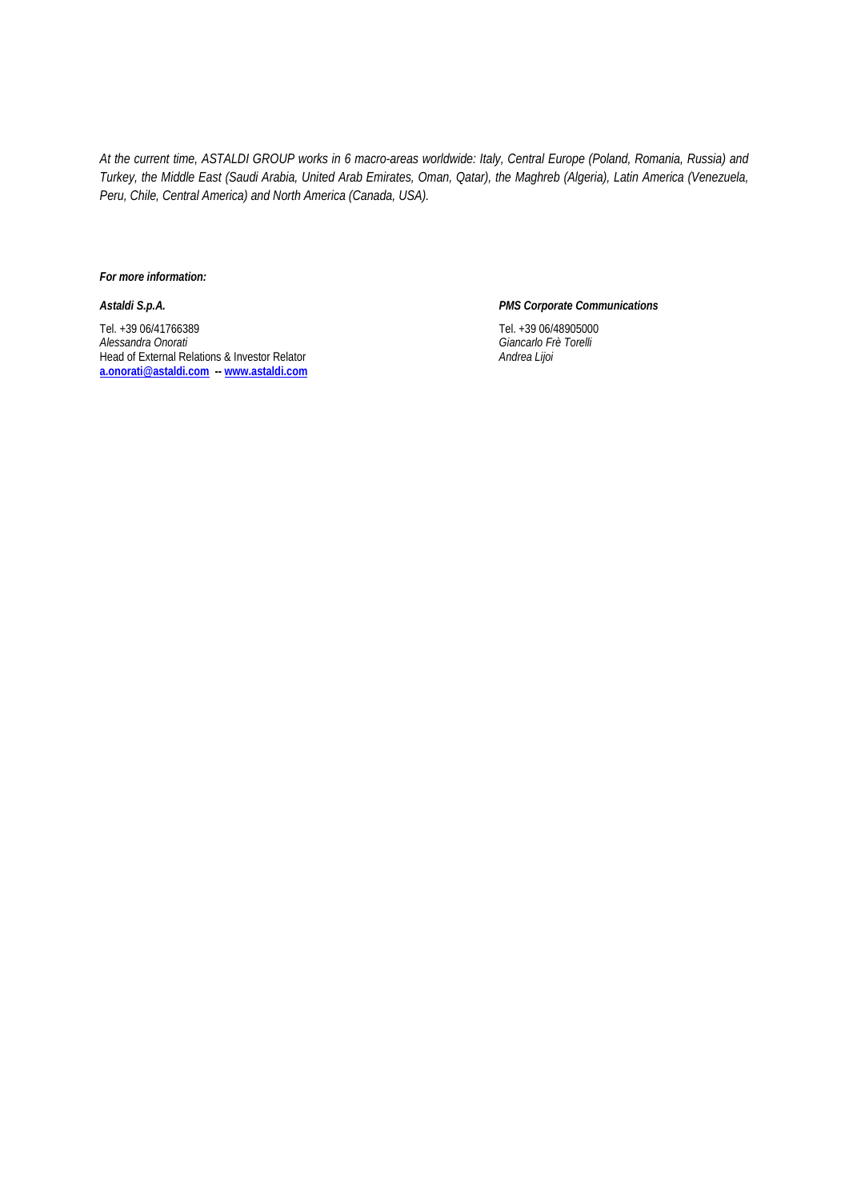*At the current time, ASTALDI GROUP works in 6 macro-areas worldwide: Italy, Central Europe (Poland, Romania, Russia) and Turkey, the Middle East (Saudi Arabia, United Arab Emirates, Oman, Qatar), the Maghreb (Algeria), Latin America (Venezuela, Peru, Chile, Central America) and North America (Canada, USA).*

***For more information:***

***Astaldi S.p.A.***

Tel. +39 06/41766389
*Alessandra Onorati*
Head of External Relations & Investor Relator
**a.onorati@astaldi.com -- www.astaldi.com**

***PMS Corporate Communications***

Tel. +39 06/48905000
*Giancarlo Frè Torelli*
*Andrea Lijoi*